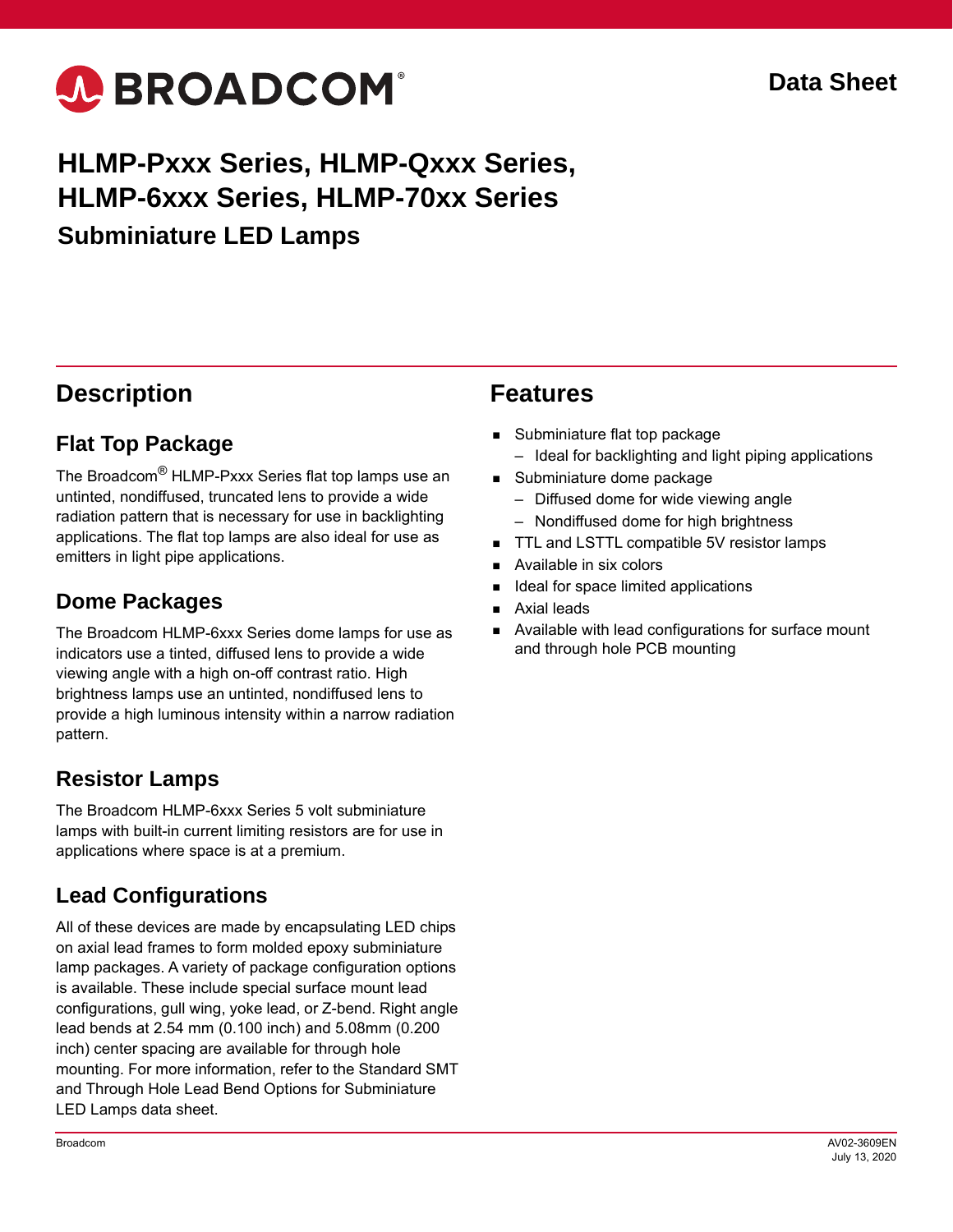Data Sheet

# HLMP-Pxxx Series, HLMP-Qxxx Series, HLMP-6xxx Series, HLMP-70xx Series

## Subminiature LED Lamps

## Description

### Flat Top Package

The Broadcom® HLMP-Pxxx Series flat top lamps use an untinted, nondiffused, truncated lens to provide a wide radiation pattern that is necessary for use in backlighting applications. The flat top lamps are also ideal for use as emitters in light pipe applications.

### Dome Packages

The Broadcom HLMP-6xxx Series dome lamps for use as indicators use a tinted, diffused lens to provide a wide viewing angle with a high on-off contrast ratio. High brightness lamps use an untinted, nondiffused lens to provide a high luminous intensity within a narrow radiation pattern.

### Resistor Lamps

The Broadcom HLMP-6xxx Series 5 volt subminiature lamps with built-in current limiting resistors are for use in applications where space is at a premium.

### Lead Configurations

All of these devices are made by encapsulating LED chips on axial lead frames to form molded epoxy subminiature lamp packages. A variety of package configuration options is available. These include special surface mount lead configurations, gull wing, yoke lead, or Z-bend. Right angle lead bends at 2.54 mm (0.100 inch) and 5.08mm (0.200 inch) center spacing are available for through hole mounting. For more information, refer to the Standard SMT and Through Hole Lead Bend Options for Subminiature LED Lamps data sheet.

## Features

- Subminiature flat top package
  - Ideal for backlighting and light piping applications
- Subminiature dome package
  - Diffused dome for wide viewing angle
  - Nondiffused dome for high brightness
- TTL and LSTTL compatible 5V resistor lamps
- Available in six colors
- Ideal for space limited applications
- Axial leads
- Available with lead configurations for surface mount and through hole PCB mounting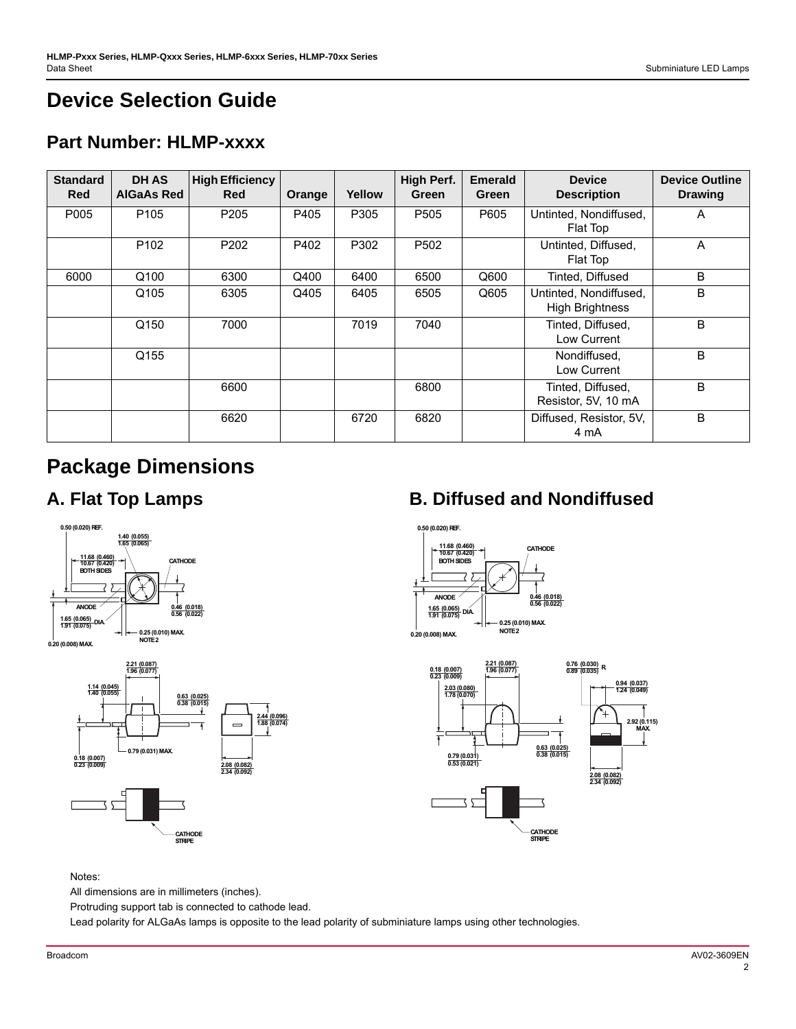# Device Selection Guide

## Part Number: HLMP-xxxx

| Standard Red | DH AS AlGaAs Red | High Efficiency Red | Orange | Yellow | High Perf. Green | Emerald Green | Device Description | Device Outline Drawing |
|---|---|---|---|---|---|---|---|---|
| P005 | P105 | P205 | P405 | P305 | P505 | P605 | Untinted, Nondiffused, Flat Top | A |
| | P102 | P202 | P402 | P302 | P502 | | Untinted, Diffused, Flat Top | A |
| 6000 | Q100 | 6300 | Q400 | 6400 | 6500 | Q600 | Tinted, Diffused | B |
| | Q105 | 6305 | Q405 | 6405 | 6505 | Q605 | Untinted, Nondiffused, High Brightness | B |
| | Q150 | 7000 | | 7019 | 7040 | | Tinted, Diffused, Low Current | B |
| | Q155 | | | | | | Nondiffused, Low Current | B |
| | | 6600 | | | 6800 | | Tinted, Diffused, Resistor, 5V, 10 mA | B |
| | | 6620 | | 6720 | 6820 | | Diffused, Resistor, 5V, 4 mA | B |

# Package Dimensions

## A. Flat Top Lamps

0.50 (0.020) REF.
1.40 (0.055)
1.65 (0.065)
11.68 (0.460)
10.67 (0.420)
BOTH SIDES
CATHODE
ANODE
0.46 (0.018)
0.56 (0.022)
1.65 (0.065)
1.91 (0.075) DIA.
0.25 (0.010) MAX.
NOTE 2
0.20 (0.008) MAX.
2.21 (0.087)
1.96 (0.077)
1.14 (0.045)
1.40 (0.055)
0.63 (0.025)
0.38 (0.015)
2.44 (0.096)
1.88 (0.074)
0.79 (0.031) MAX.
0.18 (0.007)
0.23 (0.009)
2.08 (0.082)
2.34 (0.092)
CATHODE STRIPE

## B. Diffused and Nondiffused

0.50 (0.020) REF.
11.68 (0.460)
10.67 (0.420)
BOTH SIDES
CATHODE
ANODE
0.46 (0.018)
0.56 (0.022)
1.65 (0.065)
1.91 (0.075) DIA.
0.25 (0.010) MAX.
NOTE 2
0.20 (0.008) MAX.
0.18 (0.007)
0.23 (0.009)
2.21 (0.087)
1.96 (0.077)
2.03 (0.080)
1.78 (0.070)
0.76 (0.030)
0.89 (0.035) R
0.94 (0.037)
1.24 (0.049)
2.92 (0.115) MAX.
0.79 (0.031)
0.53 (0.021)
0.63 (0.025)
0.38 (0.015)
2.08 (0.082)
2.34 (0.092)
CATHODE STRIPE

Notes:

All dimensions are in millimeters (inches).

Protruding support tab is connected to cathode lead.

Lead polarity for ALGaAs lamps is opposite to the lead polarity of subminiature lamps using other technologies.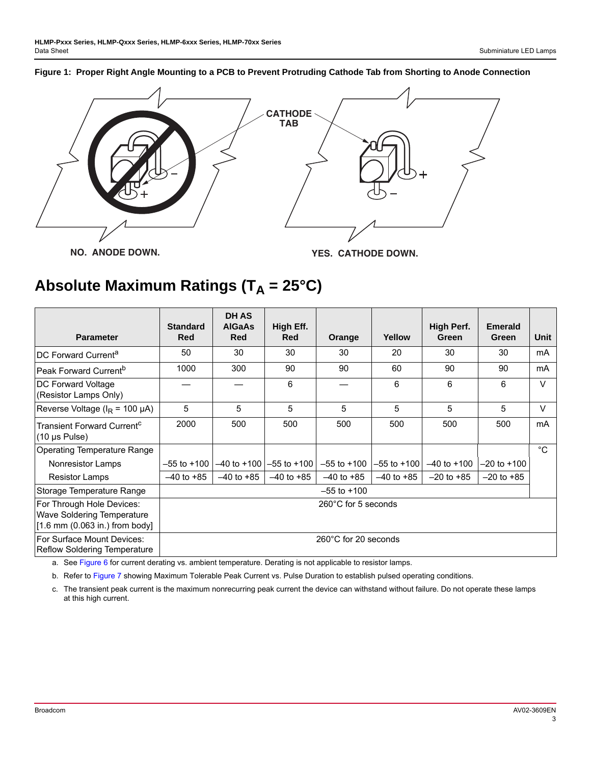**Figure 1: Proper Right Angle Mounting to a PCB to Prevent Protruding Cathode Tab from Shorting to Anode Connection**

CATHODE TAB

NO. ANODE DOWN.

YES. CATHODE DOWN.

## Absolute Maximum Ratings ($T_A$ = 25°C)

| Parameter | Standard Red | DH AS AlGaAs Red | High Eff. Red | Orange | Yellow | High Perf. Green | Emerald Green | Unit |
|---|---|---|---|---|---|---|---|---|
| DC Forward Current[a] | 50 | 30 | 30 | 30 | 20 | 30 | 30 | mA |
| Peak Forward Current[b] | 1000 | 300 | 90 | 90 | 60 | 90 | 90 | mA |
| DC Forward Voltage (Resistor Lamps Only) | — | — | 6 | — | 6 | 6 | 6 | V |
| Reverse Voltage ($I_R$ = 100 µA) | 5 | 5 | 5 | 5 | 5 | 5 | 5 | V |
| Transient Forward Current[c] (10 µs Pulse) | 2000 | 500 | 500 | 500 | 500 | 500 | 500 | mA |
| Operating Temperature Range | | | | | | | | °C |
| Nonresistor Lamps | –55 to +100 | –40 to +100 | –55 to +100 | –55 to +100 | –55 to +100 | –40 to +100 | –20 to +100 | |
| Resistor Lamps | –40 to +85 | –40 to +85 | –40 to +85 | –40 to +85 | –40 to +85 | –20 to +85 | –20 to +85 | |
| Storage Temperature Range | –55 to +100 | | | | | | | |
| For Through Hole Devices: Wave Soldering Temperature [1.6 mm (0.063 in.) from body] | 260°C for 5 seconds | | | | | | | |
| For Surface Mount Devices: Reflow Soldering Temperature | 260°C for 20 seconds | | | | | | | |

a. See Figure 6 for current derating vs. ambient temperature. Derating is not applicable to resistor lamps.

b. Refer to Figure 7 showing Maximum Tolerable Peak Current vs. Pulse Duration to establish pulsed operating conditions.

c. The transient peak current is the maximum nonrecurring peak current the device can withstand without failure. Do not operate these lamps at this high current.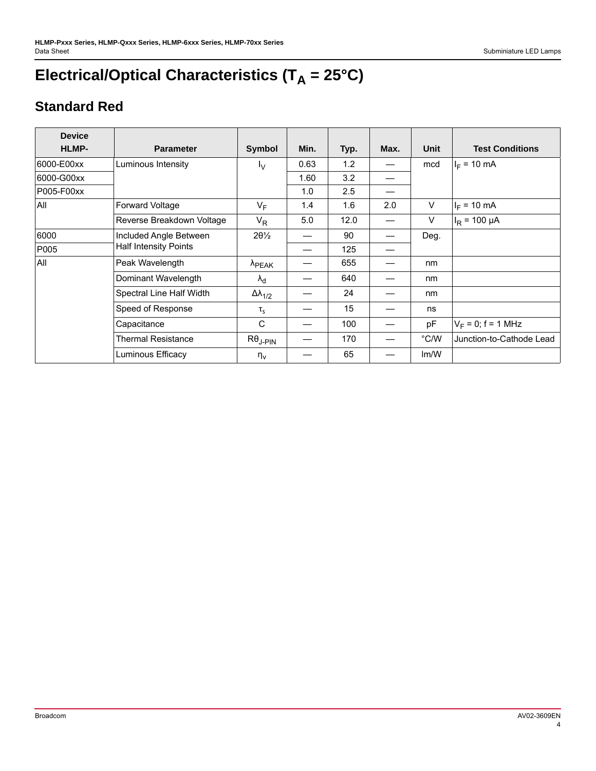# Electrical/Optical Characteristics ($T_A$ = 25°C)

## Standard Red

| Device HLMP- | Parameter | Symbol | Min. | Typ. | Max. | Unit | Test Conditions |
|---|---|---|---|---|---|---|---|
| 6000-E00xx | Luminous Intensity | $I_V$ | 0.63 | 1.2 | — | mcd | $I_F$ = 10 mA |
| 6000-G00xx | | | 1.60 | 3.2 | — | | |
| P005-F00xx | | | 1.0 | 2.5 | — | | |
| All | Forward Voltage | $V_F$ | 1.4 | 1.6 | 2.0 | V | $I_F$ = 10 mA |
| | Reverse Breakdown Voltage | $V_R$ | 5.0 | 12.0 | — | V | $I_R$ = 100 µA |
| 6000 | Included Angle Between Half Intensity Points | $2\theta½$ | — | 90 | — | Deg. | |
| P005 | | | — | 125 | — | | |
| All | Peak Wavelength | $\lambda_{PEAK}$ | — | 655 | — | nm | |
| | Dominant Wavelength | $\lambda_d$ | — | 640 | — | nm | |
| | Spectral Line Half Width | $\Delta\lambda_{1/2}$ | — | 24 | — | nm | |
| | Speed of Response | $\tau_s$ | — | 15 | — | ns | |
| | Capacitance | C | — | 100 | — | pF | $V_F$ = 0; f = 1 MHz |
| | Thermal Resistance | $R\theta_{J-PIN}$ | — | 170 | — | °C/W | Junction-to-Cathode Lead |
| | Luminous Efficacy | $\eta_v$ | — | 65 | — | lm/W | |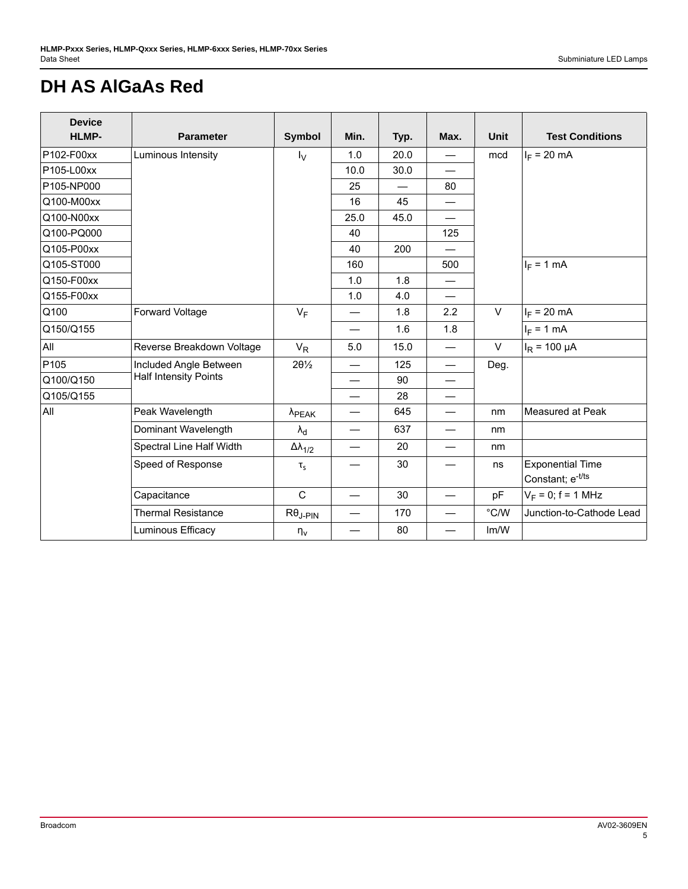# DH AS AlGaAs Red

| Device HLMP- | Parameter | Symbol | Min. | Typ. | Max. | Unit | Test Conditions |
|---|---|---|---|---|---|---|---|
| P102-F00xx | Luminous Intensity | $I_V$ | 1.0 | 20.0 | — | mcd | $I_F$ = 20 mA |
| P105-L00xx | | | 10.0 | 30.0 | — | | |
| P105-NP000 | | | 25 | — | 80 | | |
| Q100-M00xx | | | 16 | 45 | — | | |
| Q100-N00xx | | | 25.0 | 45.0 | — | | |
| Q100-PQ000 | | | 40 | | 125 | | |
| Q105-P00xx | | | 40 | 200 | — | | |
| Q105-ST000 | | | 160 | | 500 | | $I_F$ = 1 mA |
| Q150-F00xx | | | 1.0 | 1.8 | — | | |
| Q155-F00xx | | | 1.0 | 4.0 | — | | |
| Q100 | Forward Voltage | $V_F$ | — | 1.8 | 2.2 | V | $I_F$ = 20 mA |
| Q150/Q155 | | | — | 1.6 | 1.8 | | $I_F$ = 1 mA |
| All | Reverse Breakdown Voltage | $V_R$ | 5.0 | 15.0 | — | V | $I_R$ = 100 µA |
| P105 | Included Angle Between Half Intensity Points | 2θ½ | — | 125 | — | Deg. | |
| Q100/Q150 | | | — | 90 | — | | |
| Q105/Q155 | | | — | 28 | — | | |
| All | Peak Wavelength | $\lambda_{PEAK}$ | — | 645 | — | nm | Measured at Peak |
| | Dominant Wavelength | $\lambda_d$ | — | 637 | — | nm | |
| | Spectral Line Half Width | $\Delta\lambda_{1/2}$ | — | 20 | — | nm | |
| | Speed of Response | $\tau_s$ | — | 30 | — | ns | Exponential Time Constant; $e^{-t/ts}$ |
| | Capacitance | C | — | 30 | — | pF | $V_F$ = 0; f = 1 MHz |
| | Thermal Resistance | $R\theta_{J\text{-}PIN}$ | — | 170 | — | °C/W | Junction-to-Cathode Lead |
| | Luminous Efficacy | $\eta_v$ | — | 80 | — | lm/W | |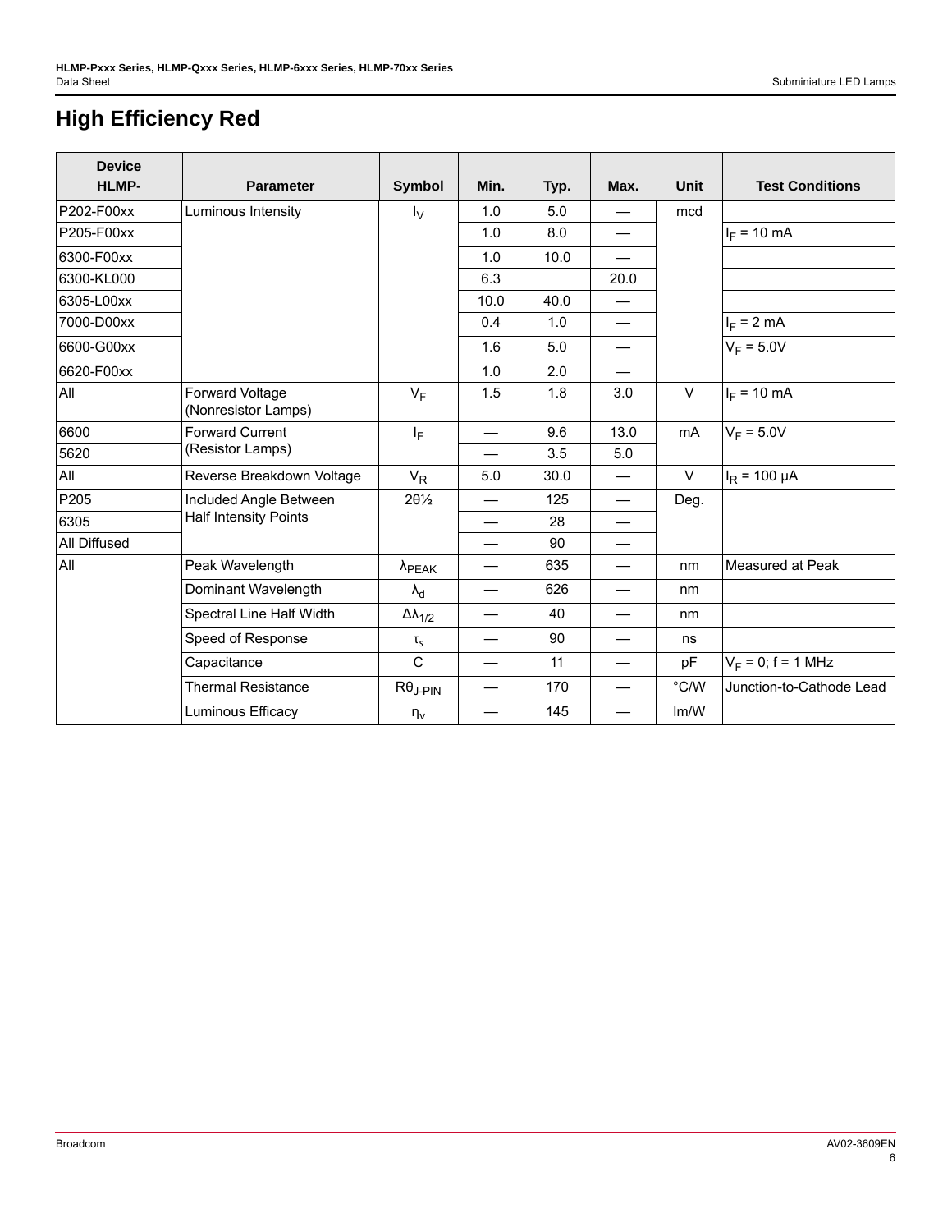# High Efficiency Red

| Device HLMP- | Parameter | Symbol | Min. | Typ. | Max. | Unit | Test Conditions |
|---|---|---|---|---|---|---|---|
| P202-F00xx | Luminous Intensity | $I_V$ | 1.0 | 5.0 | — | mcd | |
| P205-F00xx | | | 1.0 | 8.0 | — | | $I_F$ = 10 mA |
| 6300-F00xx | | | 1.0 | 10.0 | — | | |
| 6300-KL000 | | | 6.3 | | 20.0 | | |
| 6305-L00xx | | | 10.0 | 40.0 | — | | |
| 7000-D00xx | | | 0.4 | 1.0 | — | | $I_F$ = 2 mA |
| 6600-G00xx | | | 1.6 | 5.0 | — | | $V_F$ = 5.0V |
| 6620-F00xx | | | 1.0 | 2.0 | — | | |
| All | Forward Voltage (Nonresistor Lamps) | $V_F$ | 1.5 | 1.8 | 3.0 | V | $I_F$ = 10 mA |
| 6600 | Forward Current (Resistor Lamps) | $I_F$ | — | 9.6 | 13.0 | mA | $V_F$ = 5.0V |
| 5620 | | | — | 3.5 | 5.0 | | |
| All | Reverse Breakdown Voltage | $V_R$ | 5.0 | 30.0 | — | V | $I_R$ = 100 µA |
| P205 | Included Angle Between Half Intensity Points | $2\theta_{1/2}$ | — | 125 | — | Deg. | |
| 6305 | | | — | 28 | — | | |
| All Diffused | | | — | 90 | — | | |
| All | Peak Wavelength | $\lambda_{PEAK}$ | — | 635 | — | nm | Measured at Peak |
| | Dominant Wavelength | $\lambda_d$ | — | 626 | — | nm | |
| | Spectral Line Half Width | $\Delta\lambda_{1/2}$ | — | 40 | — | nm | |
| | Speed of Response | $\tau_s$ | — | 90 | — | ns | |
| | Capacitance | C | — | 11 | — | pF | $V_F$ = 0; f = 1 MHz |
| | Thermal Resistance | $R\theta_{J\text{-}PIN}$ | — | 170 | — | °C/W | Junction-to-Cathode Lead |
| | Luminous Efficacy | $\eta_v$ | — | 145 | — | lm/W | |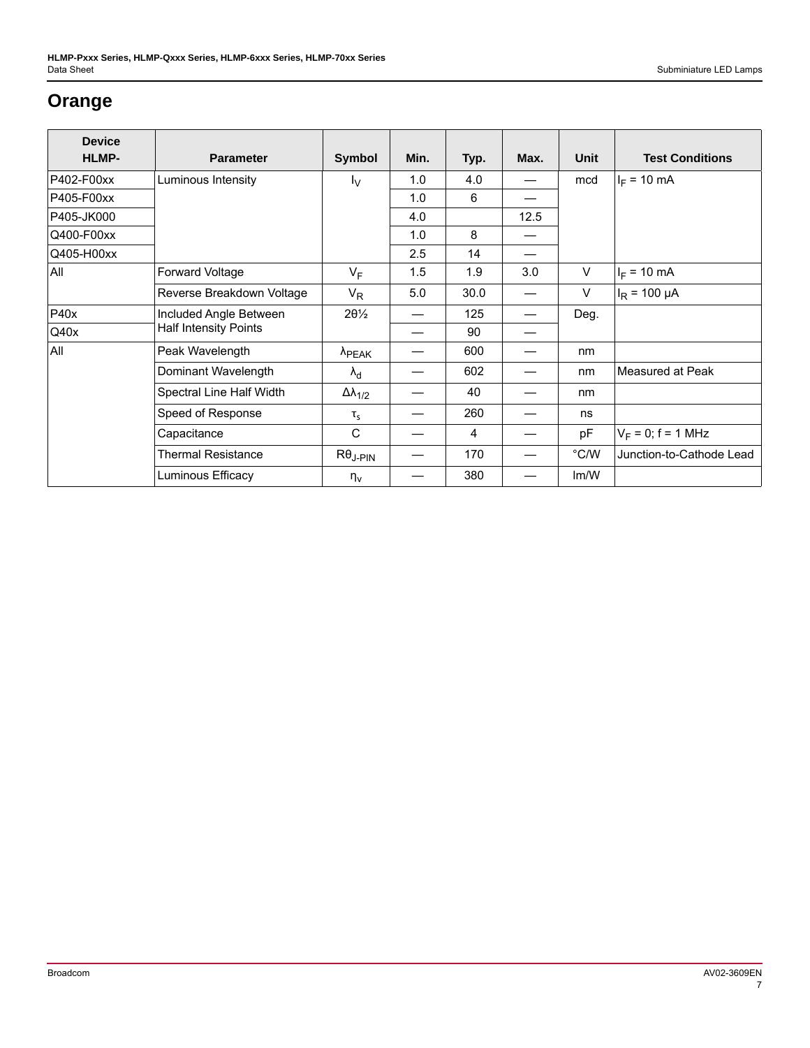# Orange

| Device HLMP- | Parameter | Symbol | Min. | Typ. | Max. | Unit | Test Conditions |
|---|---|---|---|---|---|---|---|
| P402-F00xx | Luminous Intensity | $I_V$ | 1.0 | 4.0 | — | mcd | $I_F$ = 10 mA |
| P405-F00xx | | | 1.0 | 6 | — | | |
| P405-JK000 | | | 4.0 | | 12.5 | | |
| Q400-F00xx | | | 1.0 | 8 | — | | |
| Q405-H00xx | | | 2.5 | 14 | — | | |
| All | Forward Voltage | $V_F$ | 1.5 | 1.9 | 3.0 | V | $I_F$ = 10 mA |
| | Reverse Breakdown Voltage | $V_R$ | 5.0 | 30.0 | — | V | $I_R$ = 100 µA |
| P40x | Included Angle Between Half Intensity Points | 2θ½ | — | 125 | — | Deg. | |
| Q40x | | | — | 90 | — | | |
| All | Peak Wavelength | $\lambda_{PEAK}$ | — | 600 | — | nm | |
| | Dominant Wavelength | $\lambda_d$ | — | 602 | — | nm | Measured at Peak |
| | Spectral Line Half Width | $\Delta\lambda_{1/2}$ | — | 40 | — | nm | |
| | Speed of Response | $\tau_s$ | — | 260 | — | ns | |
| | Capacitance | C | — | 4 | — | pF | $V_F$ = 0; f = 1 MHz |
| | Thermal Resistance | $R\theta_{J\text{-}PIN}$ | — | 170 | — | °C/W | Junction-to-Cathode Lead |
| | Luminous Efficacy | $\eta_v$ | — | 380 | — | lm/W | |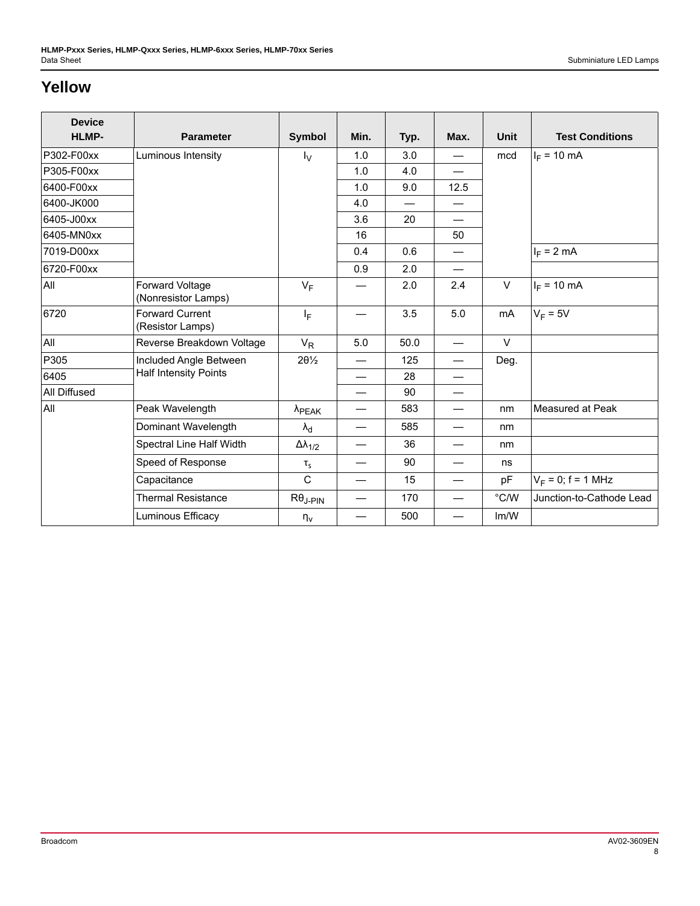# Yellow

| Device HLMP- | Parameter | Symbol | Min. | Typ. | Max. | Unit | Test Conditions |
|---|---|---|---|---|---|---|---|
| P302-F00xx | Luminous Intensity | $I_V$ | 1.0 | 3.0 | — | mcd | $I_F$ = 10 mA |
| P305-F00xx | | | 1.0 | 4.0 | — | | |
| 6400-F00xx | | | 1.0 | 9.0 | 12.5 | | |
| 6400-JK000 | | | 4.0 | — | — | | |
| 6405-J00xx | | | 3.6 | 20 | — | | |
| 6405-MN0xx | | | 16 | | 50 | | |
| 7019-D00xx | | | 0.4 | 0.6 | — | | $I_F$ = 2 mA |
| 6720-F00xx | | | 0.9 | 2.0 | — | | |
| All | Forward Voltage (Nonresistor Lamps) | $V_F$ | — | 2.0 | 2.4 | V | $I_F$ = 10 mA |
| 6720 | Forward Current (Resistor Lamps) | $I_F$ | — | 3.5 | 5.0 | mA | $V_F$ = 5V |
| All | Reverse Breakdown Voltage | $V_R$ | 5.0 | 50.0 | — | V | |
| P305 | Included Angle Between Half Intensity Points | $2\theta½$ | — | 125 | — | Deg. | |
| 6405 | | | — | 28 | — | | |
| All Diffused | | | — | 90 | — | | |
| All | Peak Wavelength | $\lambda_{PEAK}$ | — | 583 | — | nm | Measured at Peak |
| | Dominant Wavelength | $\lambda_d$ | — | 585 | — | nm | |
| | Spectral Line Half Width | $\Delta\lambda_{1/2}$ | — | 36 | — | nm | |
| | Speed of Response | $\tau_s$ | — | 90 | — | ns | |
| | Capacitance | C | — | 15 | — | pF | $V_F$ = 0; f = 1 MHz |
| | Thermal Resistance | $R\theta_{J\text{-}PIN}$ | — | 170 | — | °C/W | Junction-to-Cathode Lead |
| | Luminous Efficacy | $\eta_v$ | — | 500 | — | lm/W | |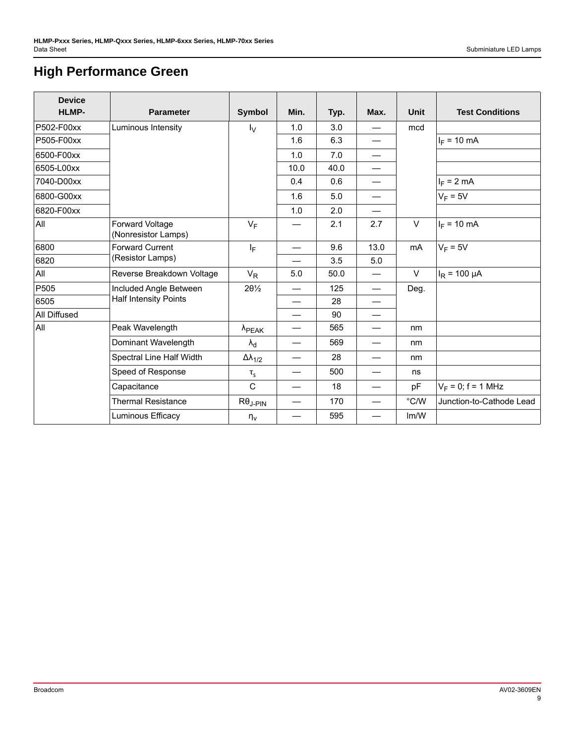# High Performance Green

| Device HLMP- | Parameter | Symbol | Min. | Typ. | Max. | Unit | Test Conditions |
|---|---|---|---|---|---|---|---|
| P502-F00xx | Luminous Intensity | $I_V$ | 1.0 | 3.0 | — | mcd | |
| P505-F00xx | | | 1.6 | 6.3 | — | | $I_F$ = 10 mA |
| 6500-F00xx | | | 1.0 | 7.0 | — | | |
| 6505-L00xx | | | 10.0 | 40.0 | — | | |
| 7040-D00xx | | | 0.4 | 0.6 | — | | $I_F$ = 2 mA |
| 6800-G00xx | | | 1.6 | 5.0 | — | | $V_F$ = 5V |
| 6820-F00xx | | | 1.0 | 2.0 | — | | |
| All | Forward Voltage (Nonresistor Lamps) | $V_F$ | — | 2.1 | 2.7 | V | $I_F$ = 10 mA |
| 6800 | Forward Current (Resistor Lamps) | $I_F$ | — | 9.6 | 13.0 | mA | $V_F$ = 5V |
| 6820 | | | — | 3.5 | 5.0 | | |
| All | Reverse Breakdown Voltage | $V_R$ | 5.0 | 50.0 | — | V | $I_R$ = 100 µA |
| P505 | Included Angle Between Half Intensity Points | 2θ½ | — | 125 | — | Deg. | |
| 6505 | | | — | 28 | — | | |
| All Diffused | | | — | 90 | — | | |
| All | Peak Wavelength | $\lambda_{PEAK}$ | — | 565 | — | nm | |
| | Dominant Wavelength | $\lambda_d$ | — | 569 | — | nm | |
| | Spectral Line Half Width | $\Delta\lambda_{1/2}$ | — | 28 | — | nm | |
| | Speed of Response | $\tau_s$ | — | 500 | — | ns | |
| | Capacitance | C | — | 18 | — | pF | $V_F$ = 0; f = 1 MHz |
| | Thermal Resistance | $R\theta_{J\text{-}PIN}$ | — | 170 | — | °C/W | Junction-to-Cathode Lead |
| | Luminous Efficacy | $\eta_v$ | — | 595 | — | lm/W | |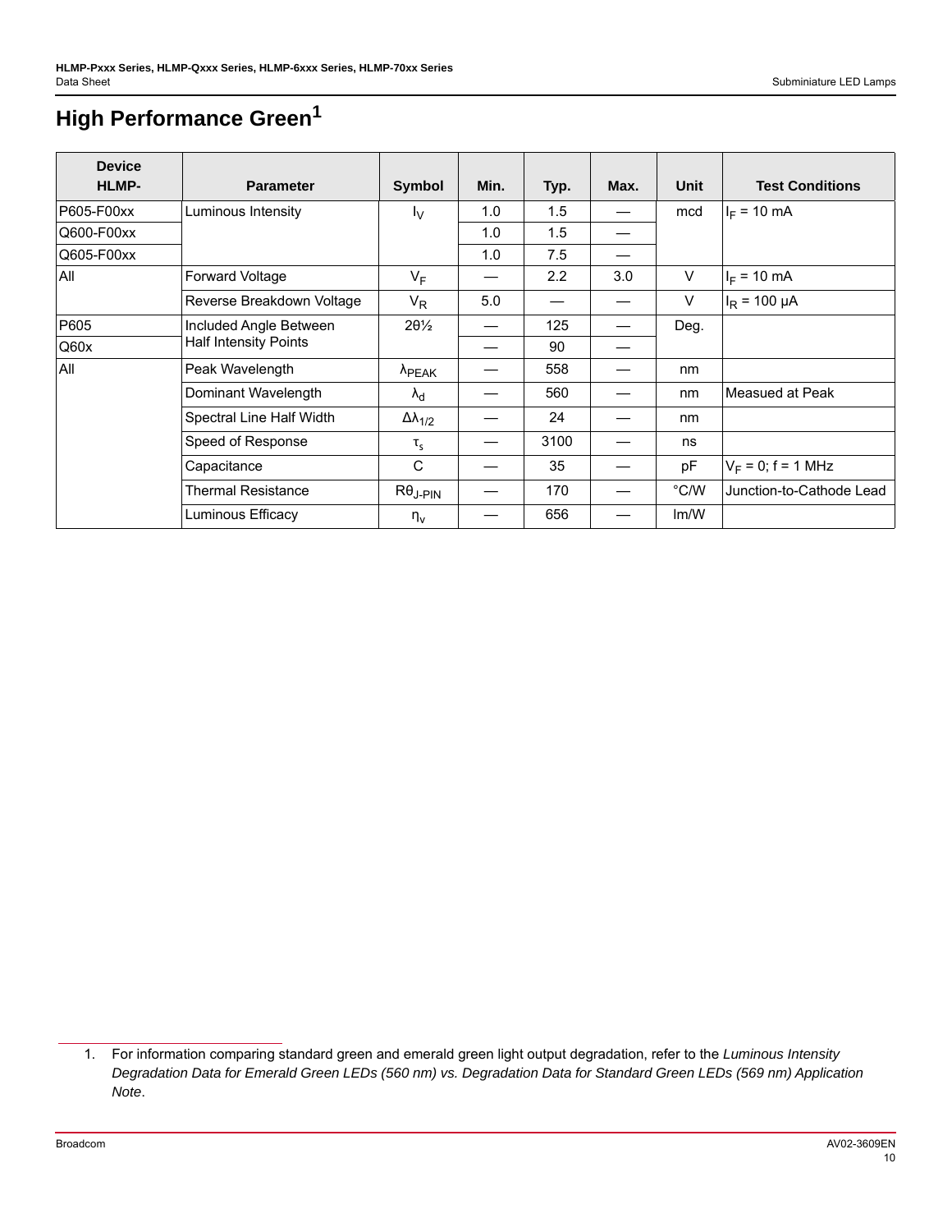# High Performance Green[1]

| Device HLMP- | Parameter | Symbol | Min. | Typ. | Max. | Unit | Test Conditions |
|---|---|---|---|---|---|---|---|
| P605-F00xx | Luminous Intensity | $I_V$ | 1.0 | 1.5 | — | mcd | $I_F$ = 10 mA |
| Q600-F00xx | | | 1.0 | 1.5 | — | | |
| Q605-F00xx | | | 1.0 | 7.5 | — | | |
| All | Forward Voltage | $V_F$ | — | 2.2 | 3.0 | V | $I_F$ = 10 mA |
| | Reverse Breakdown Voltage | $V_R$ | 5.0 | — | — | V | $I_R$ = 100 µA |
| P605 | Included Angle Between Half Intensity Points | 2θ½ | — | 125 | — | Deg. | |
| Q60x | | | — | 90 | — | | |
| All | Peak Wavelength | $\lambda_{PEAK}$ | — | 558 | — | nm | |
| | Dominant Wavelength | $\lambda_d$ | — | 560 | — | nm | Measued at Peak |
| | Spectral Line Half Width | $\Delta\lambda_{1/2}$ | — | 24 | — | nm | |
| | Speed of Response | $\tau_s$ | — | 3100 | — | ns | |
| | Capacitance | C | — | 35 | — | pF | $V_F$ = 0; f = 1 MHz |
| | Thermal Resistance | $R\theta_{J\text{-}PIN}$ | — | 170 | — | °C/W | Junction-to-Cathode Lead |
| | Luminous Efficacy | $\eta_v$ | — | 656 | — | lm/W | |

1. For information comparing standard green and emerald green light output degradation, refer to the *Luminous Intensity Degradation Data for Emerald Green LEDs (560 nm) vs. Degradation Data for Standard Green LEDs (569 nm) Application Note*.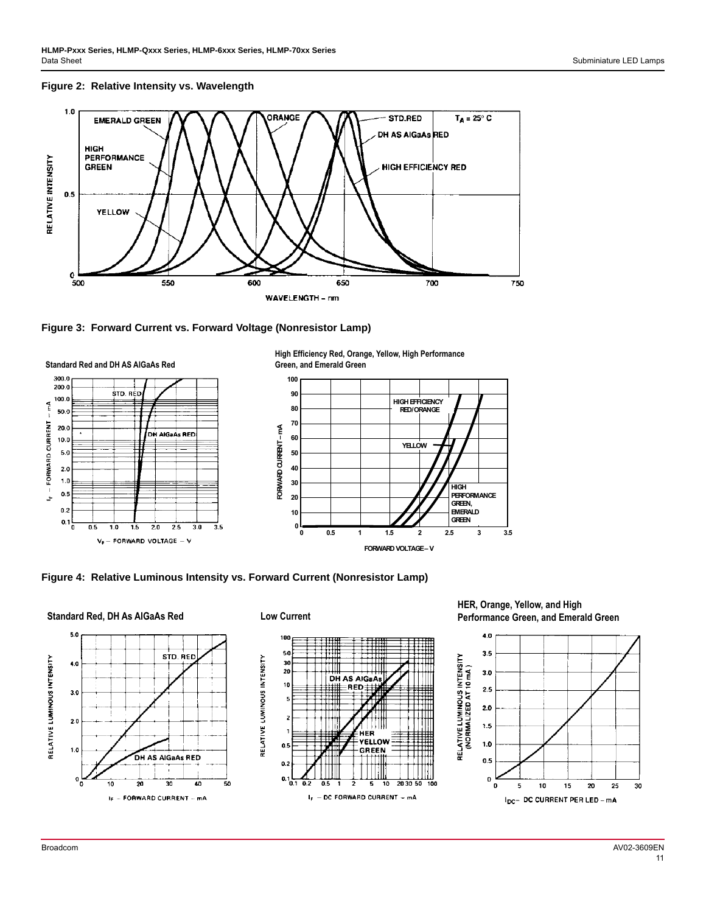**Figure 2: Relative Intensity vs. Wavelength**

RELATIVE INTENSITY
1.0
0.5
0
500
550
600
650
700
750
WAVELENGTH – nm
EMERALD GREEN
HIGH PERFORMANCE GREEN
YELLOW
ORANGE
STD.RED
$T_A = 25° C$
DH AS AlGaAs RED
HIGH EFFICIENCY RED

**Figure 3: Forward Current vs. Forward Voltage (Nonresistor Lamp)**

**Standard Red and DH AS AlGaAs Red**

$I_F$ – FORWARD CURRENT – mA
300.0
200.0
100.0
50.0
20.0
10.0
5.0
2.0
1.0
0.5
0.2
0.1
0
0.5
1.0
1.5
2.0
2.5
3.0
3.5
$V_F$ – FORWARD VOLTAGE – V
STD. RED
DH AlGaAs RED

**High Efficiency Red, Orange, Yellow, High Performance Green, and Emerald Green**

FORWARD CURRENT – mA
100
90
80
70
60
50
40
30
20
10
0
0
0.5
1
1.5
2
2.5
3
3.5
FORWARD VOLTAGE – V
HIGH EFFICIENCY RED/ORANGE
YELLOW
HIGH PERFORMANCE GREEN, EMERALD GREEN

**Figure 4: Relative Luminous Intensity vs. Forward Current (Nonresistor Lamp)**

**Standard Red, DH As AlGaAs Red**

RELATIVE LUMINOUS INTENSITY
5.0
4.0
3.0
2.0
1.0
0
0
10
20
30
40
50
$I_F$ – FORWARD CURRENT – mA
STD. RED
DH AlGaAs RED

**Low Current**

RELATIVE LUMINOUS INTENSITY
100
50
30
20
10
5
2
1
0.5
0.2
0.1
0.1
0.2
0.5
1
2
5
10
20
30
50
100
$I_F$ – DC FORWARD CURRENT – mA
DH AS AlGaAs RED
HER
YELLOW
GREEN

**HER, Orange, Yellow, and High Performance Green, and Emerald Green**

RELATIVE LUMINOUS INTENSITY (NORMALIZED AT 10 mA)
4.0
3.5
3.0
2.5
2.0
1.5
1.0
0.5
0
0
5
10
15
20
25
30
$I_{DC}$ – DC CURRENT PER LED – mA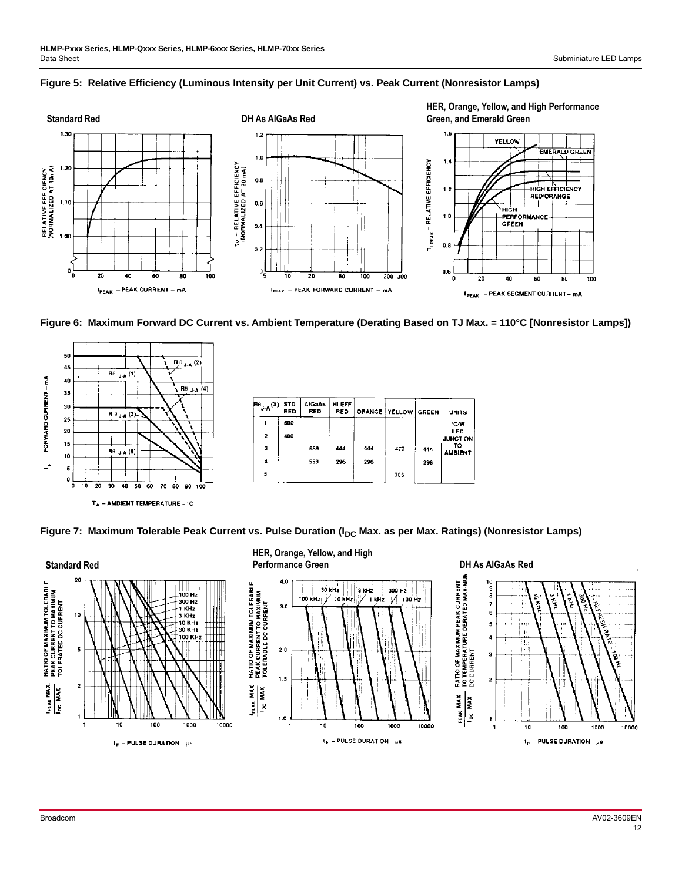## Figure 5: Relative Efficiency (Luminous Intensity per Unit Current) vs. Peak Current (Nonresistor Lamps)

**Standard Red**

RELATIVE EFFICIENCY (NORMALIZED AT 10mA)

1.30
1.20
1.10
1.00
0
0 20 40 60 80 100

$I_{PEAK}$ – PEAK CURRENT – mA

**DH As AlGaAs Red**

$\eta_V$ – RELATIVE EFFICIENCY (NORMALIZED AT 20 mA)

1.2
1.0
0.8
0.6
0.4
0.2
0
5 10 20 50 100 200 300

$I_{PEAK}$ – PEAK FORWARD CURRENT – mA

**HER, Orange, Yellow, and High Performance Green, and Emerald Green**

$\eta_{I PEAK}$ – RELATIVE EFFICIENCY

1.6
1.4
1.2
1.0
0.8
0.6
0 20 40 60 80 100

YELLOW
EMERALD GREEN
HIGH EFFICIENCY RED/ORANGE
HIGH PERFORMANCE GREEN

$I_{PEAK}$ – PEAK SEGMENT CURRENT – mA

## Figure 6: Maximum Forward DC Current vs. Ambient Temperature (Derating Based on TJ Max. = 110°C [Nonresistor Lamps])

$I_F$ – FORWARD CURRENT – mA

50
45
40
35
30
25
20
15
10
5
0
0 10 20 30 40 50 60 70 80 90 100

$R\theta_{J-A}$ (1)
$R\theta_{J-A}$ (2)
$R\theta_{J-A}$ (3)
$R\theta_{J-A}$ (4)
$R\theta_{J-A}$ (5)

$T_A$ – AMBIENT TEMPERATURE – °C

| $R\theta_{J-A}$ (X) | STD RED | AlGaAs RED | HI-EFF RED | ORANGE | YELLOW | GREEN | UNITS |
|---|---|---|---|---|---|---|---|
| 1 | 600 | | | | | | °C/W LED JUNCTION TO AMBIENT |
| 2 | 400 | | | | | | |
| 3 | | 689 | 444 | 444 | 470 | 444 | |
| 4 | | 559 | 296 | 296 | | 296 | |
| 5 | | | | | 705 | | |

## Figure 7: Maximum Tolerable Peak Current vs. Pulse Duration ($I_{DC}$ Max. as per Max. Ratings) (Nonresistor Lamps)

**Standard Red**

$\frac{I_{PEAK}\ MAX}{I_{DC}\ MAX}$ RATIO OF MAXIMUM TOLERABLE PEAK CURRENT TO MAXIMUM TOLERATED DC CURRENT

20
10
5
2
1
1 10 100 1000 10000

100 Hz
300 Hz
1 KHz
3 KHz
10 KHz
30 KHz
100 KHz

$t_P$ – PULSE DURATION – µs

**HER, Orange, Yellow, and High Performance Green**

$\frac{I_{PEAK}\ MAX}{I_{DC}\ MAX}$ RATIO OF MAXIMUM TOLERABLE PEAK CURRENT TO MAXIMUM TOLERABLE DC CURRENT

4.0
3.0
2.0
1.5
1.0
1 10 100 1000 10000

30 kHz
3 kHz
300 Hz
100 kHz
10 kHz
1 kHz
100 Hz

$t_P$ – PULSE DURATION – µs

**DH As AlGaAs Red**

$\frac{I_{PEAK}\ MAX}{I_{DC}\ MAX}$ RATIO OF MAXIMUM PEAK CURRENT TO TEMPERATURE DERATED MAXIMUM DC CURRENT

10
9
8
7
6
5
4
3
2
1
1 10 100 1000 10000

10 KHz
3 KHz
1 KHz
300 Hz
REFRESH RATE - 100 Hz

$t_P$ – PULSE DURATION – µs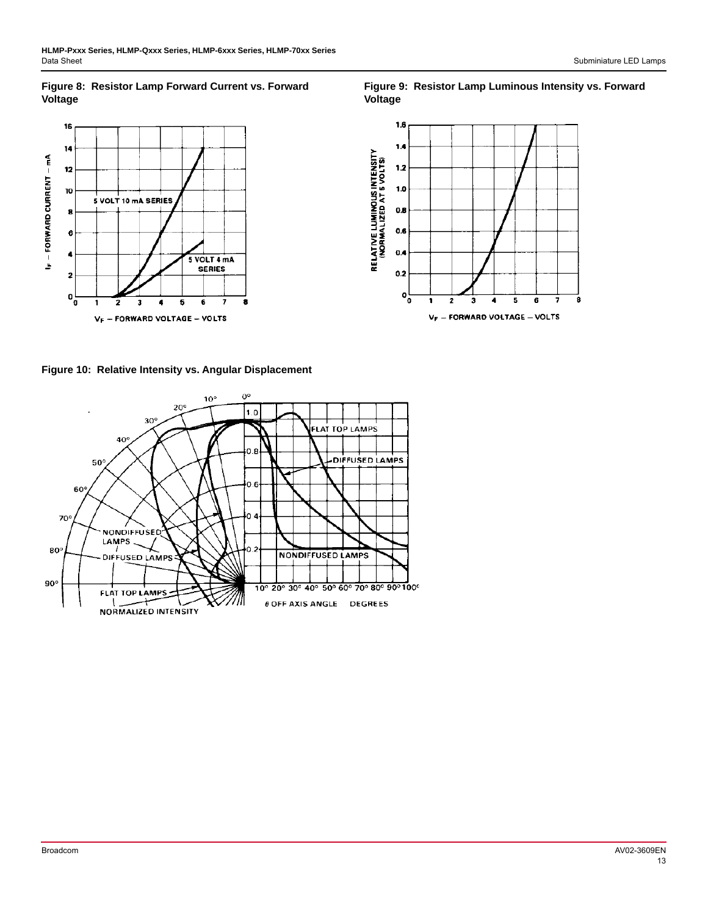**Figure 8: Resistor Lamp Forward Current vs. Forward Voltage**

$I_F$ – FORWARD CURRENT – mA

16
14
12
10
8
6
4
2
0

0 1 2 3 4 5 6 7 8

5 VOLT 10 mA SERIES

5 VOLT 4 mA SERIES

$V_F$ – FORWARD VOLTAGE – VOLTS

**Figure 9: Resistor Lamp Luminous Intensity vs. Forward Voltage**

RELATIVE LUMINOUS INTENSITY (NORMALIZED AT 5 VOLTS)

1.6
1.4
1.2
1.0
0.8
0.6
0.4
0.2
0

0 1 2 3 4 5 6 7 8

$V_F$ – FORWARD VOLTAGE – VOLTS

**Figure 10: Relative Intensity vs. Angular Displacement**

0°
10°
20°
30°
40°
50°
60°
70°
80°
90°

1.0
0.8
0.6
0.4
0.2

FLAT TOP LAMPS

DIFFUSED LAMPS

NONDIFFUSED LAMPS

NONDIFFUSED LAMPS

DIFFUSED LAMPS

FLAT TOP LAMPS

NORMALIZED INTENSITY

10° 20° 30° 40° 50° 60° 70° 80° 90° 100°

θ OFF AXIS ANGLE DEGREES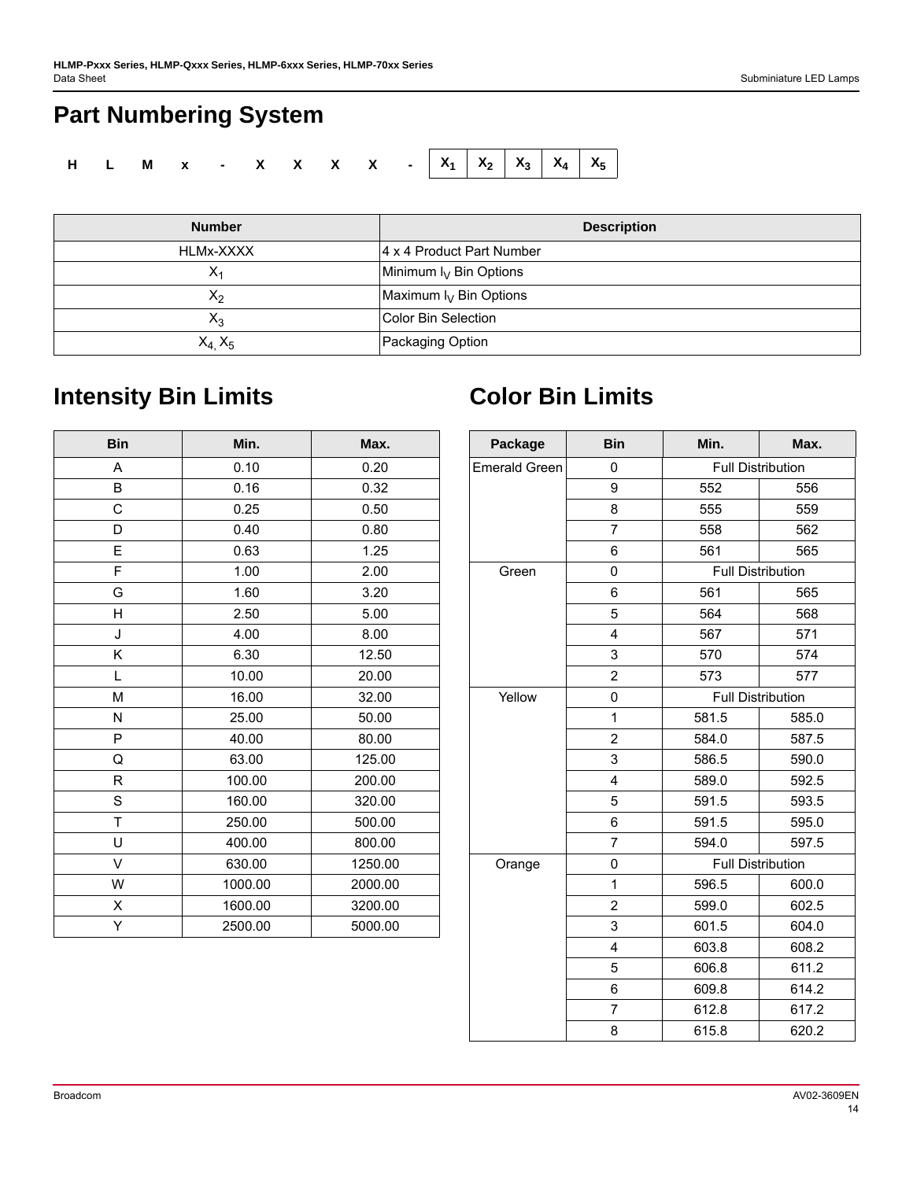# Part Numbering System

| H | L | M | x | - | X | X | X | X | - | $X_1$ | $X_2$ | $X_3$ | $X_4$ | $X_5$ |
|---|---|---|---|---|---|---|---|---|---|---|---|---|---|---|

| Number | Description |
|---|---|
| HLMx-XXXX | 4 x 4 Product Part Number |
| $X_1$ | Minimum $I_V$ Bin Options |
| $X_2$ | Maximum $I_V$ Bin Options |
| $X_3$ | Color Bin Selection |
| $X_4$, $X_5$ | Packaging Option |

## Intensity Bin Limits

| Bin | Min. | Max. |
|---|---|---|
| A | 0.10 | 0.20 |
| B | 0.16 | 0.32 |
| C | 0.25 | 0.50 |
| D | 0.40 | 0.80 |
| E | 0.63 | 1.25 |
| F | 1.00 | 2.00 |
| G | 1.60 | 3.20 |
| H | 2.50 | 5.00 |
| J | 4.00 | 8.00 |
| K | 6.30 | 12.50 |
| L | 10.00 | 20.00 |
| M | 16.00 | 32.00 |
| N | 25.00 | 50.00 |
| P | 40.00 | 80.00 |
| Q | 63.00 | 125.00 |
| R | 100.00 | 200.00 |
| S | 160.00 | 320.00 |
| T | 250.00 | 500.00 |
| U | 400.00 | 800.00 |
| V | 630.00 | 1250.00 |
| W | 1000.00 | 2000.00 |
| X | 1600.00 | 3200.00 |
| Y | 2500.00 | 5000.00 |

## Color Bin Limits

| Package | Bin | Min. | Max. |
|---|---|---|---|
| Emerald Green | 0 | Full Distribution | |
| | 9 | 552 | 556 |
| | 8 | 555 | 559 |
| | 7 | 558 | 562 |
| | 6 | 561 | 565 |
| Green | 0 | Full Distribution | |
| | 6 | 561 | 565 |
| | 5 | 564 | 568 |
| | 4 | 567 | 571 |
| | 3 | 570 | 574 |
| | 2 | 573 | 577 |
| Yellow | 0 | Full Distribution | |
| | 1 | 581.5 | 585.0 |
| | 2 | 584.0 | 587.5 |
| | 3 | 586.5 | 590.0 |
| | 4 | 589.0 | 592.5 |
| | 5 | 591.5 | 593.5 |
| | 6 | 591.5 | 595.0 |
| | 7 | 594.0 | 597.5 |
| Orange | 0 | Full Distribution | |
| | 1 | 596.5 | 600.0 |
| | 2 | 599.0 | 602.5 |
| | 3 | 601.5 | 604.0 |
| | 4 | 603.8 | 608.2 |
| | 5 | 606.8 | 611.2 |
| | 6 | 609.8 | 614.2 |
| | 7 | 612.8 | 617.2 |
| | 8 | 615.8 | 620.2 |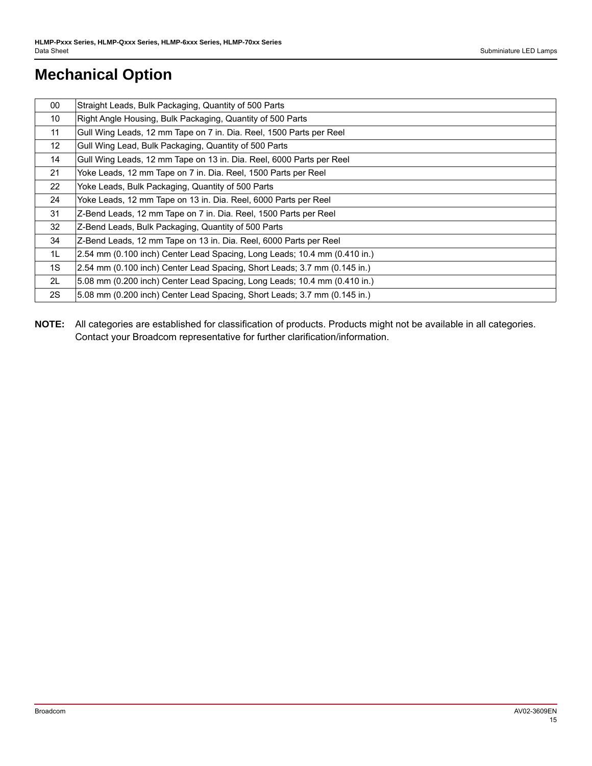# Mechanical Option

| | |
|---|---|
| 00 | Straight Leads, Bulk Packaging, Quantity of 500 Parts |
| 10 | Right Angle Housing, Bulk Packaging, Quantity of 500 Parts |
| 11 | Gull Wing Leads, 12 mm Tape on 7 in. Dia. Reel, 1500 Parts per Reel |
| 12 | Gull Wing Lead, Bulk Packaging, Quantity of 500 Parts |
| 14 | Gull Wing Leads, 12 mm Tape on 13 in. Dia. Reel, 6000 Parts per Reel |
| 21 | Yoke Leads, 12 mm Tape on 7 in. Dia. Reel, 1500 Parts per Reel |
| 22 | Yoke Leads, Bulk Packaging, Quantity of 500 Parts |
| 24 | Yoke Leads, 12 mm Tape on 13 in. Dia. Reel, 6000 Parts per Reel |
| 31 | Z-Bend Leads, 12 mm Tape on 7 in. Dia. Reel, 1500 Parts per Reel |
| 32 | Z-Bend Leads, Bulk Packaging, Quantity of 500 Parts |
| 34 | Z-Bend Leads, 12 mm Tape on 13 in. Dia. Reel, 6000 Parts per Reel |
| 1L | 2.54 mm (0.100 inch) Center Lead Spacing, Long Leads; 10.4 mm (0.410 in.) |
| 1S | 2.54 mm (0.100 inch) Center Lead Spacing, Short Leads; 3.7 mm (0.145 in.) |
| 2L | 5.08 mm (0.200 inch) Center Lead Spacing, Long Leads; 10.4 mm (0.410 in.) |
| 2S | 5.08 mm (0.200 inch) Center Lead Spacing, Short Leads; 3.7 mm (0.145 in.) |

**NOTE:** All categories are established for classification of products. Products might not be available in all categories. Contact your Broadcom representative for further clarification/information.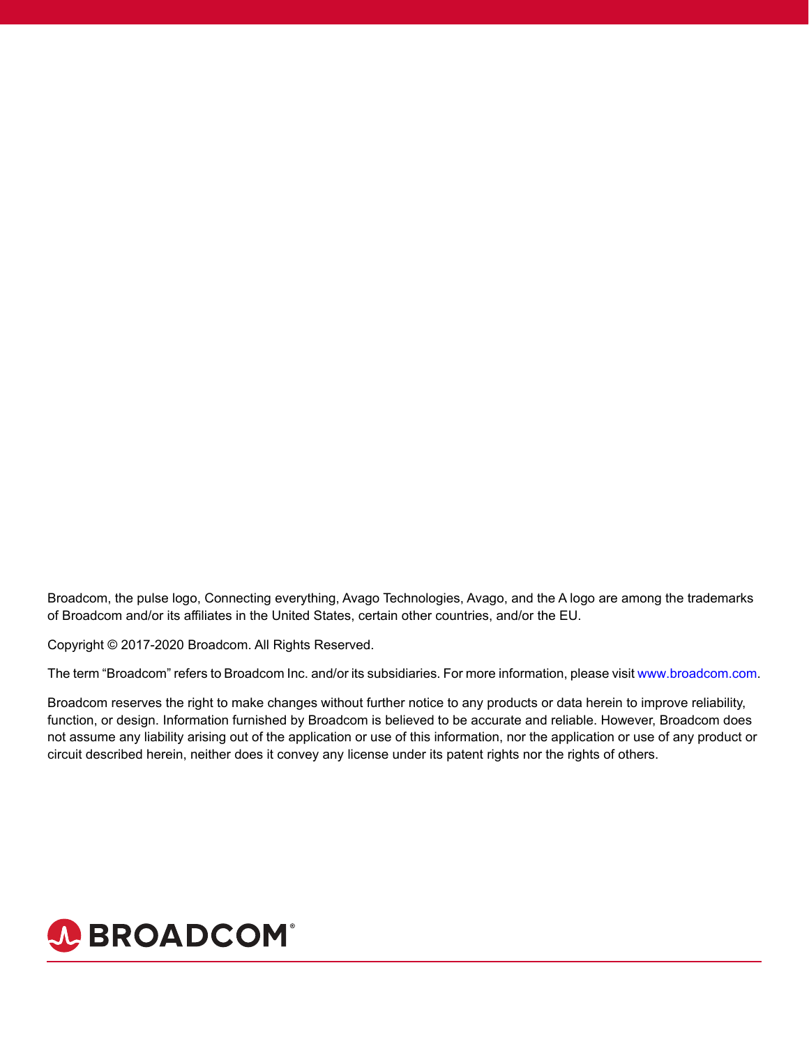Broadcom, the pulse logo, Connecting everything, Avago Technologies, Avago, and the A logo are among the trademarks of Broadcom and/or its affiliates in the United States, certain other countries, and/or the EU.

Copyright © 2017-2020 Broadcom. All Rights Reserved.

The term "Broadcom" refers to Broadcom Inc. and/or its subsidiaries. For more information, please visit www.broadcom.com.

Broadcom reserves the right to make changes without further notice to any products or data herein to improve reliability, function, or design. Information furnished by Broadcom is believed to be accurate and reliable. However, Broadcom does not assume any liability arising out of the application or use of this information, nor the application or use of any product or circuit described herein, neither does it convey any license under its patent rights nor the rights of others.

BROADCOM®